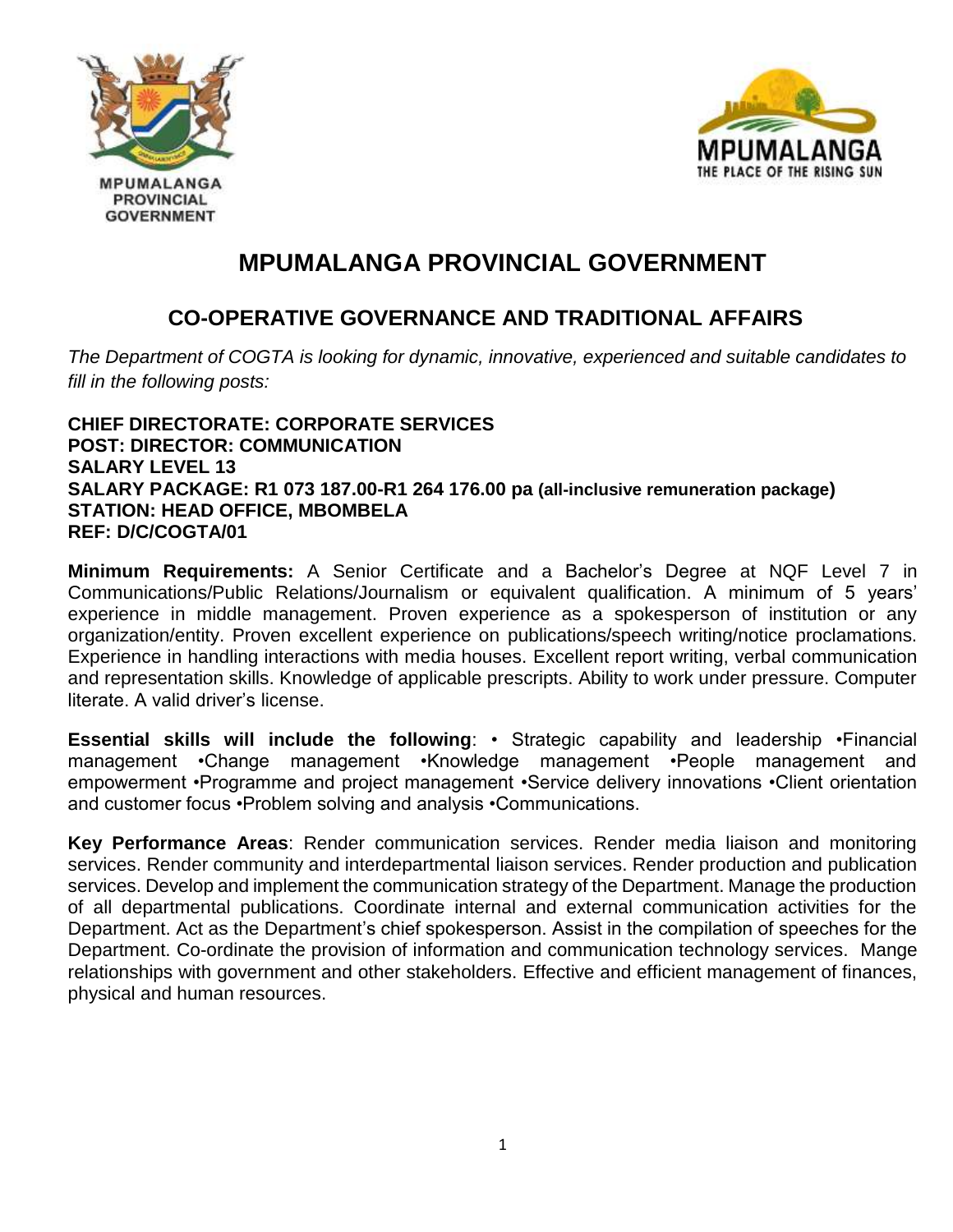MPUMALANGA PROVINCIAL GOVERNMENT

MPUMALANGA THE PLACE OF THE RISING SUN

# MPUMALANGA PROVINCIAL GOVERNMENT

## CO-OPERATIVE GOVERNANCE AND TRADITIONAL AFFAIRS

*The Department of COGTA is looking for dynamic, innovative, experienced and suitable candidates to fill in the following posts:*

**CHIEF DIRECTORATE: CORPORATE SERVICES**
**POST: DIRECTOR: COMMUNICATION**
**SALARY LEVEL 13**
**SALARY PACKAGE: R1 073 187.00-R1 264 176.00 pa (all-inclusive remuneration package)**
**STATION: HEAD OFFICE, MBOMBELA**
**REF: D/C/COGTA/01**

**Minimum Requirements:** A Senior Certificate and a Bachelor's Degree at NQF Level 7 in Communications/Public Relations/Journalism or equivalent qualification. A minimum of 5 years' experience in middle management. Proven experience as a spokesperson of institution or any organization/entity. Proven excellent experience on publications/speech writing/notice proclamations. Experience in handling interactions with media houses. Excellent report writing, verbal communication and representation skills. Knowledge of applicable prescripts. Ability to work under pressure. Computer literate. A valid driver's license.

**Essential skills will include the following**: • Strategic capability and leadership •Financial management •Change management •Knowledge management •People management and empowerment •Programme and project management •Service delivery innovations •Client orientation and customer focus •Problem solving and analysis •Communications.

**Key Performance Areas**: Render communication services. Render media liaison and monitoring services. Render community and interdepartmental liaison services. Render production and publication services. Develop and implement the communication strategy of the Department. Manage the production of all departmental publications. Coordinate internal and external communication activities for the Department. Act as the Department's chief spokesperson. Assist in the compilation of speeches for the Department. Co-ordinate the provision of information and communication technology services. Mange relationships with government and other stakeholders. Effective and efficient management of finances, physical and human resources.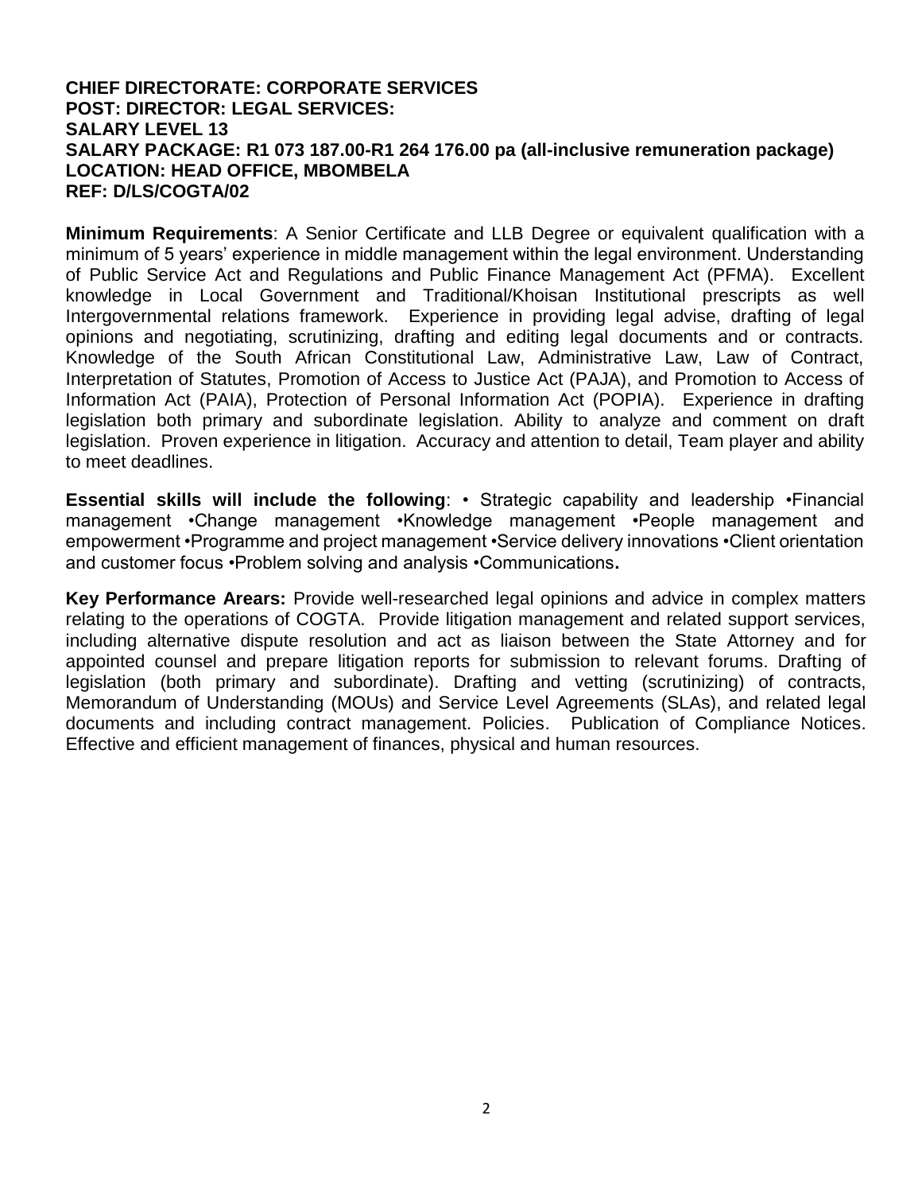**CHIEF DIRECTORATE: CORPORATE SERVICES**
**POST: DIRECTOR: LEGAL SERVICES:**
**SALARY LEVEL 13**
**SALARY PACKAGE: R1 073 187.00-R1 264 176.00 pa (all-inclusive remuneration package)**
**LOCATION: HEAD OFFICE, MBOMBELA**
**REF: D/LS/COGTA/02**

**Minimum Requirements**: A Senior Certificate and LLB Degree or equivalent qualification with a minimum of 5 years' experience in middle management within the legal environment. Understanding of Public Service Act and Regulations and Public Finance Management Act (PFMA). Excellent knowledge in Local Government and Traditional/Khoisan Institutional prescripts as well Intergovernmental relations framework. Experience in providing legal advise, drafting of legal opinions and negotiating, scrutinizing, drafting and editing legal documents and or contracts. Knowledge of the South African Constitutional Law, Administrative Law, Law of Contract, Interpretation of Statutes, Promotion of Access to Justice Act (PAJA), and Promotion to Access of Information Act (PAIA), Protection of Personal Information Act (POPIA). Experience in drafting legislation both primary and subordinate legislation. Ability to analyze and comment on draft legislation. Proven experience in litigation. Accuracy and attention to detail, Team player and ability to meet deadlines.

**Essential skills will include the following**: • Strategic capability and leadership •Financial management •Change management •Knowledge management •People management and empowerment •Programme and project management •Service delivery innovations •Client orientation and customer focus •Problem solving and analysis •Communications**.**

**Key Performance Arears:** Provide well-researched legal opinions and advice in complex matters relating to the operations of COGTA. Provide litigation management and related support services, including alternative dispute resolution and act as liaison between the State Attorney and for appointed counsel and prepare litigation reports for submission to relevant forums. Drafting of legislation (both primary and subordinate). Drafting and vetting (scrutinizing) of contracts, Memorandum of Understanding (MOUs) and Service Level Agreements (SLAs), and related legal documents and including contract management. Policies. Publication of Compliance Notices. Effective and efficient management of finances, physical and human resources.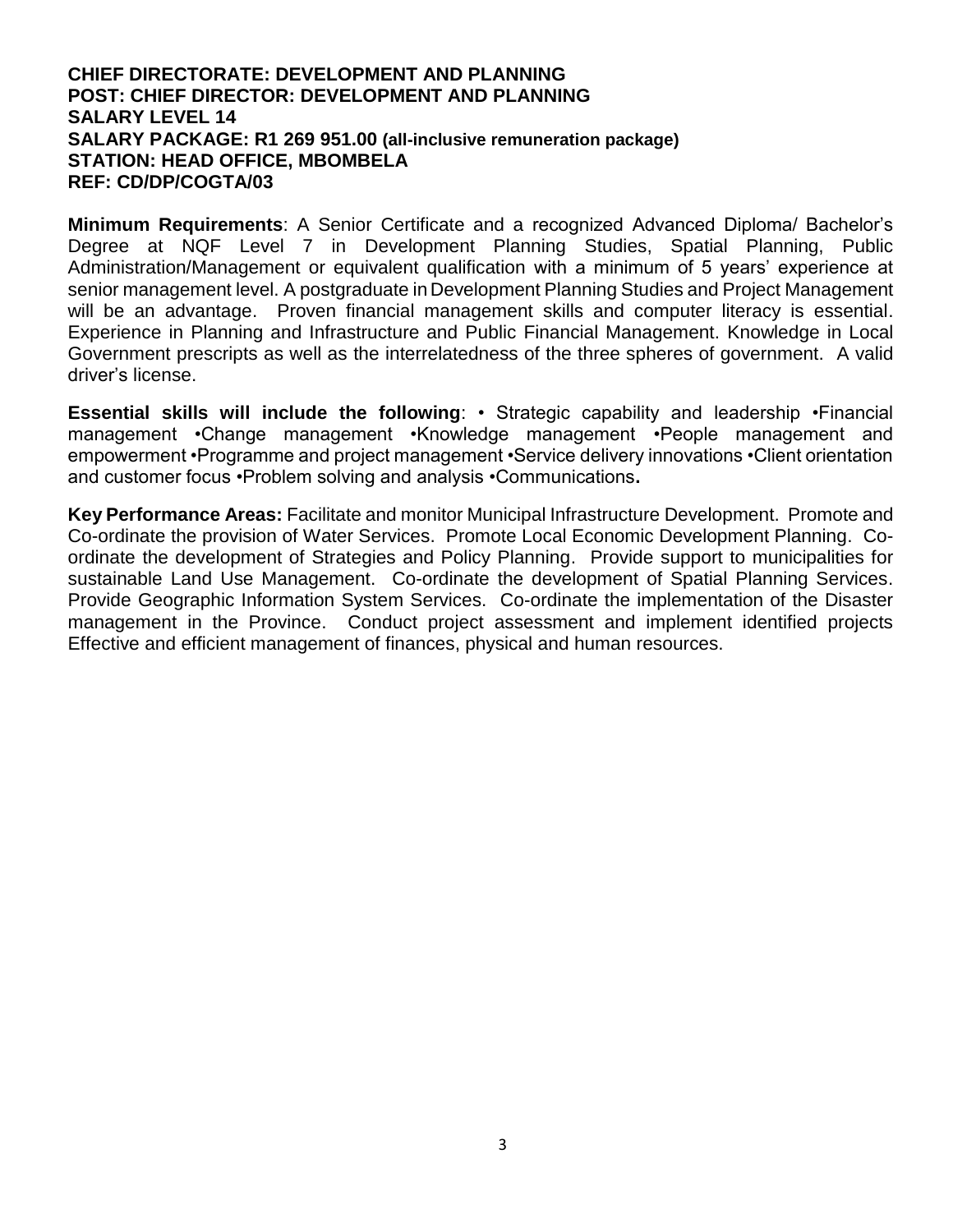**CHIEF DIRECTORATE: DEVELOPMENT AND PLANNING**
**POST: CHIEF DIRECTOR: DEVELOPMENT AND PLANNING**
**SALARY LEVEL 14**
**SALARY PACKAGE: R1 269 951.00 (all-inclusive remuneration package)**
**STATION: HEAD OFFICE, MBOMBELA**
**REF: CD/DP/COGTA/03**

**Minimum Requirements**: A Senior Certificate and a recognized Advanced Diploma/ Bachelor's Degree at NQF Level 7 in Development Planning Studies, Spatial Planning, Public Administration/Management or equivalent qualification with a minimum of 5 years' experience at senior management level. A postgraduate in Development Planning Studies and Project Management will be an advantage. Proven financial management skills and computer literacy is essential. Experience in Planning and Infrastructure and Public Financial Management. Knowledge in Local Government prescripts as well as the interrelatedness of the three spheres of government. A valid driver's license.

**Essential skills will include the following**: • Strategic capability and leadership •Financial management •Change management •Knowledge management •People management and empowerment •Programme and project management •Service delivery innovations •Client orientation and customer focus •Problem solving and analysis •Communications**.**

**Key Performance Areas:** Facilitate and monitor Municipal Infrastructure Development. Promote and Co-ordinate the provision of Water Services. Promote Local Economic Development Planning. Co-ordinate the development of Strategies and Policy Planning. Provide support to municipalities for sustainable Land Use Management. Co-ordinate the development of Spatial Planning Services. Provide Geographic Information System Services. Co-ordinate the implementation of the Disaster management in the Province. Conduct project assessment and implement identified projects Effective and efficient management of finances, physical and human resources.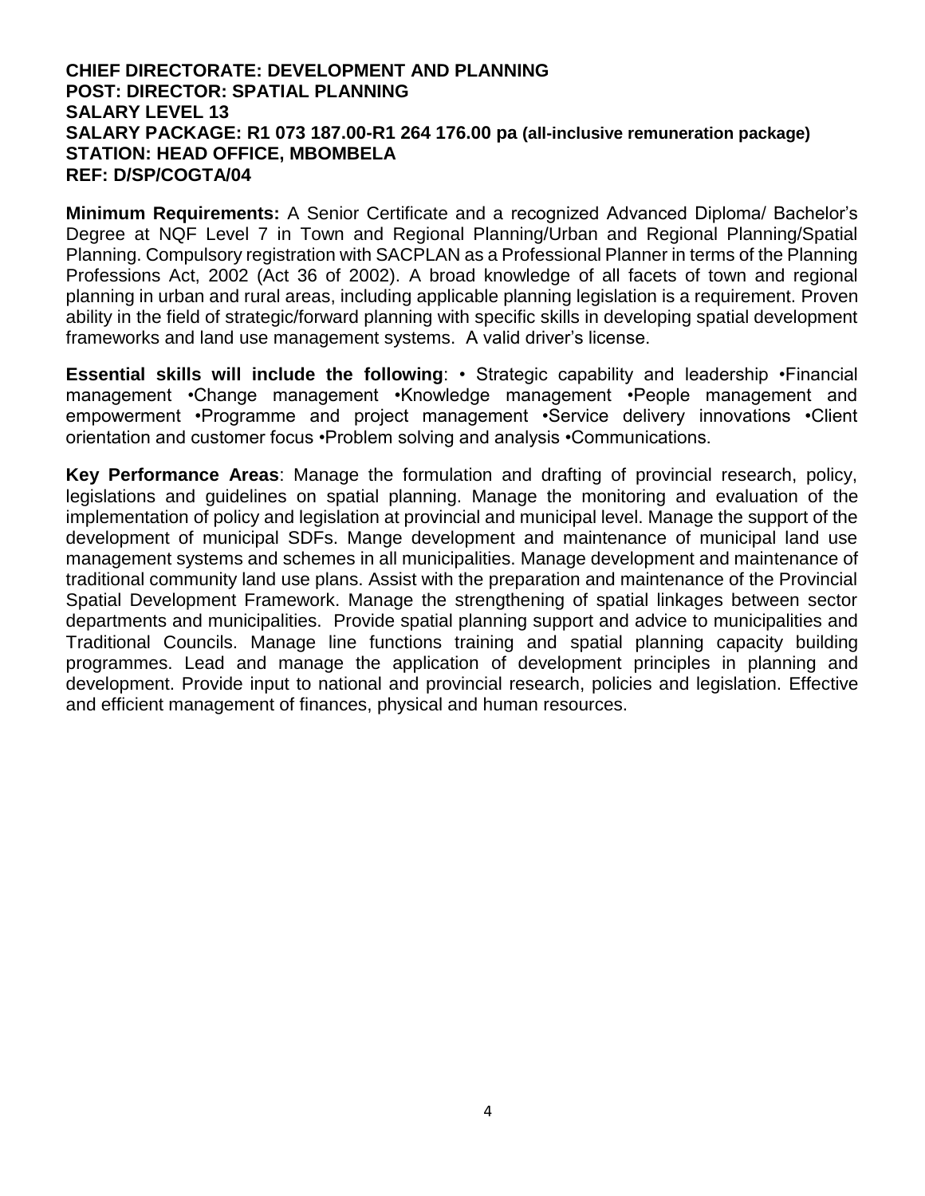**CHIEF DIRECTORATE: DEVELOPMENT AND PLANNING**
**POST: DIRECTOR: SPATIAL PLANNING**
**SALARY LEVEL 13**
**SALARY PACKAGE: R1 073 187.00-R1 264 176.00 pa (all-inclusive remuneration package)**
**STATION: HEAD OFFICE, MBOMBELA**
**REF: D/SP/COGTA/04**

**Minimum Requirements:** A Senior Certificate and a recognized Advanced Diploma/ Bachelor's Degree at NQF Level 7 in Town and Regional Planning/Urban and Regional Planning/Spatial Planning. Compulsory registration with SACPLAN as a Professional Planner in terms of the Planning Professions Act, 2002 (Act 36 of 2002). A broad knowledge of all facets of town and regional planning in urban and rural areas, including applicable planning legislation is a requirement. Proven ability in the field of strategic/forward planning with specific skills in developing spatial development frameworks and land use management systems. A valid driver's license.

**Essential skills will include the following**: • Strategic capability and leadership •Financial management •Change management •Knowledge management •People management and empowerment •Programme and project management •Service delivery innovations •Client orientation and customer focus •Problem solving and analysis •Communications.

**Key Performance Areas**: Manage the formulation and drafting of provincial research, policy, legislations and guidelines on spatial planning. Manage the monitoring and evaluation of the implementation of policy and legislation at provincial and municipal level. Manage the support of the development of municipal SDFs. Mange development and maintenance of municipal land use management systems and schemes in all municipalities. Manage development and maintenance of traditional community land use plans. Assist with the preparation and maintenance of the Provincial Spatial Development Framework. Manage the strengthening of spatial linkages between sector departments and municipalities. Provide spatial planning support and advice to municipalities and Traditional Councils. Manage line functions training and spatial planning capacity building programmes. Lead and manage the application of development principles in planning and development. Provide input to national and provincial research, policies and legislation. Effective and efficient management of finances, physical and human resources.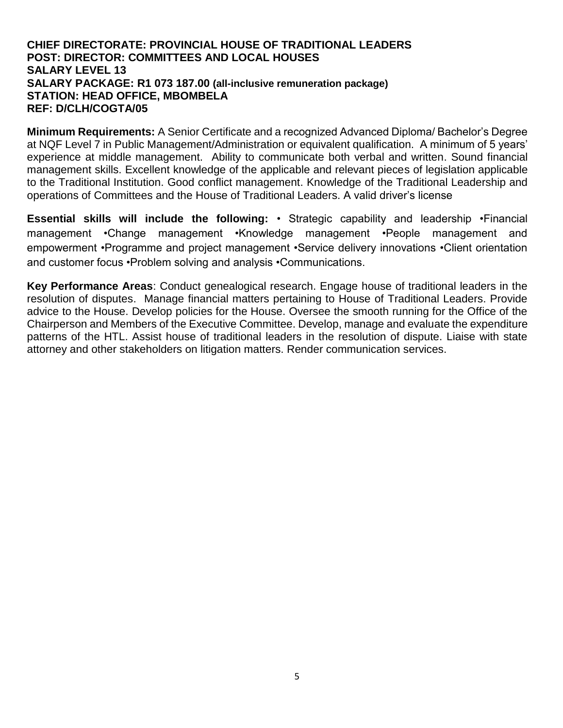**CHIEF DIRECTORATE: PROVINCIAL HOUSE OF TRADITIONAL LEADERS**
**POST: DIRECTOR: COMMITTEES AND LOCAL HOUSES**
**SALARY LEVEL 13**
**SALARY PACKAGE: R1 073 187.00 (all-inclusive remuneration package)**
**STATION: HEAD OFFICE, MBOMBELA**
**REF: D/CLH/COGTA/05**

**Minimum Requirements:** A Senior Certificate and a recognized Advanced Diploma/ Bachelor's Degree at NQF Level 7 in Public Management/Administration or equivalent qualification. A minimum of 5 years' experience at middle management. Ability to communicate both verbal and written. Sound financial management skills. Excellent knowledge of the applicable and relevant pieces of legislation applicable to the Traditional Institution. Good conflict management. Knowledge of the Traditional Leadership and operations of Committees and the House of Traditional Leaders. A valid driver's license

**Essential skills will include the following:** • Strategic capability and leadership •Financial management •Change management •Knowledge management •People management and empowerment •Programme and project management •Service delivery innovations •Client orientation and customer focus •Problem solving and analysis •Communications.

**Key Performance Areas**: Conduct genealogical research. Engage house of traditional leaders in the resolution of disputes. Manage financial matters pertaining to House of Traditional Leaders. Provide advice to the House. Develop policies for the House. Oversee the smooth running for the Office of the Chairperson and Members of the Executive Committee. Develop, manage and evaluate the expenditure patterns of the HTL. Assist house of traditional leaders in the resolution of dispute. Liaise with state attorney and other stakeholders on litigation matters. Render communication services.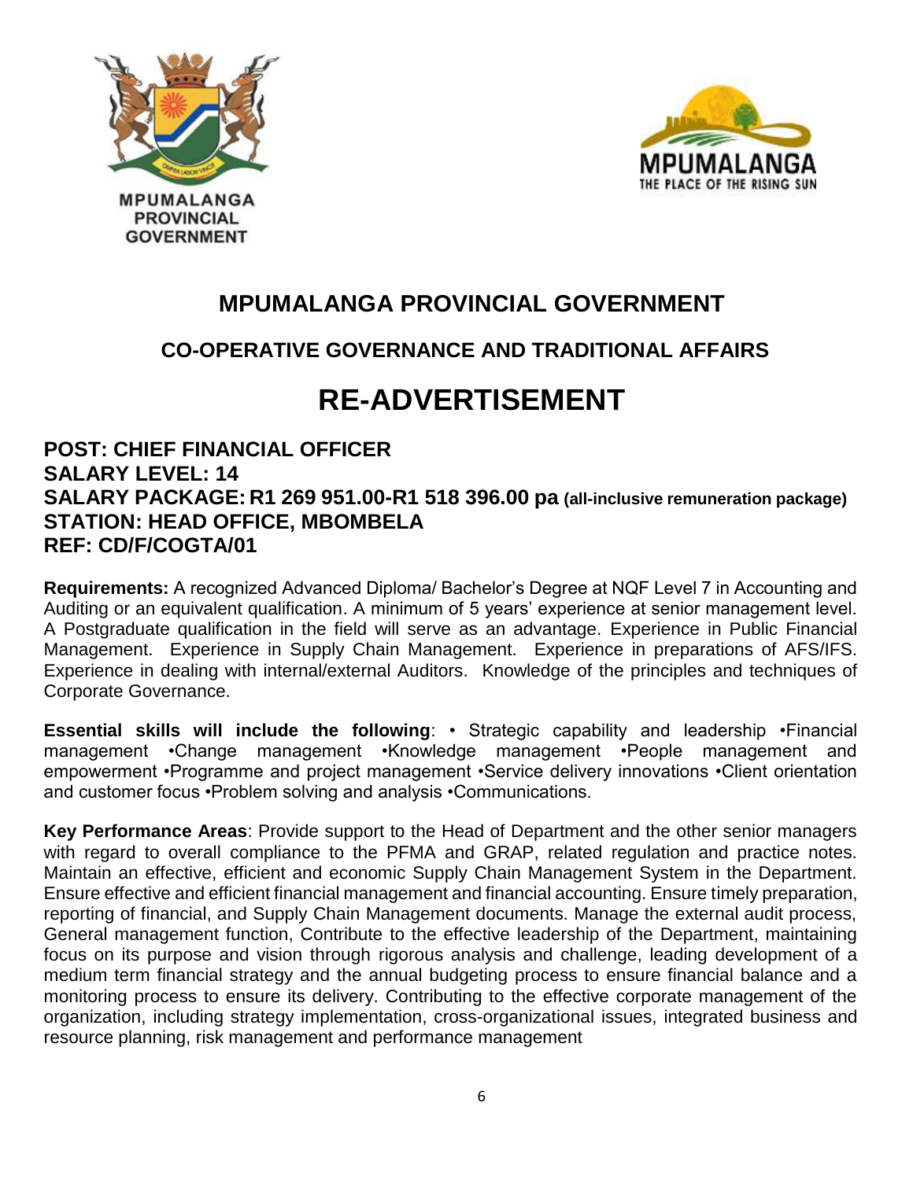MPUMALANGA PROVINCIAL GOVERNMENT

MPUMALANGA
THE PLACE OF THE RISING SUN

# MPUMALANGA PROVINCIAL GOVERNMENT

## CO-OPERATIVE GOVERNANCE AND TRADITIONAL AFFAIRS

# RE-ADVERTISEMENT

**POST: CHIEF FINANCIAL OFFICER**
**SALARY LEVEL: 14**
**SALARY PACKAGE: R1 269 951.00-R1 518 396.00 pa (all-inclusive remuneration package)**
**STATION: HEAD OFFICE, MBOMBELA**
**REF: CD/F/COGTA/01**

**Requirements:** A recognized Advanced Diploma/ Bachelor's Degree at NQF Level 7 in Accounting and Auditing or an equivalent qualification. A minimum of 5 years' experience at senior management level. A Postgraduate qualification in the field will serve as an advantage. Experience in Public Financial Management. Experience in Supply Chain Management. Experience in preparations of AFS/IFS. Experience in dealing with internal/external Auditors. Knowledge of the principles and techniques of Corporate Governance.

**Essential skills will include the following**: • Strategic capability and leadership •Financial management •Change management •Knowledge management •People management and empowerment •Programme and project management •Service delivery innovations •Client orientation and customer focus •Problem solving and analysis •Communications.

**Key Performance Areas**: Provide support to the Head of Department and the other senior managers with regard to overall compliance to the PFMA and GRAP, related regulation and practice notes. Maintain an effective, efficient and economic Supply Chain Management System in the Department. Ensure effective and efficient financial management and financial accounting. Ensure timely preparation, reporting of financial, and Supply Chain Management documents. Manage the external audit process, General management function, Contribute to the effective leadership of the Department, maintaining focus on its purpose and vision through rigorous analysis and challenge, leading development of a medium term financial strategy and the annual budgeting process to ensure financial balance and a monitoring process to ensure its delivery. Contributing to the effective corporate management of the organization, including strategy implementation, cross-organizational issues, integrated business and resource planning, risk management and performance management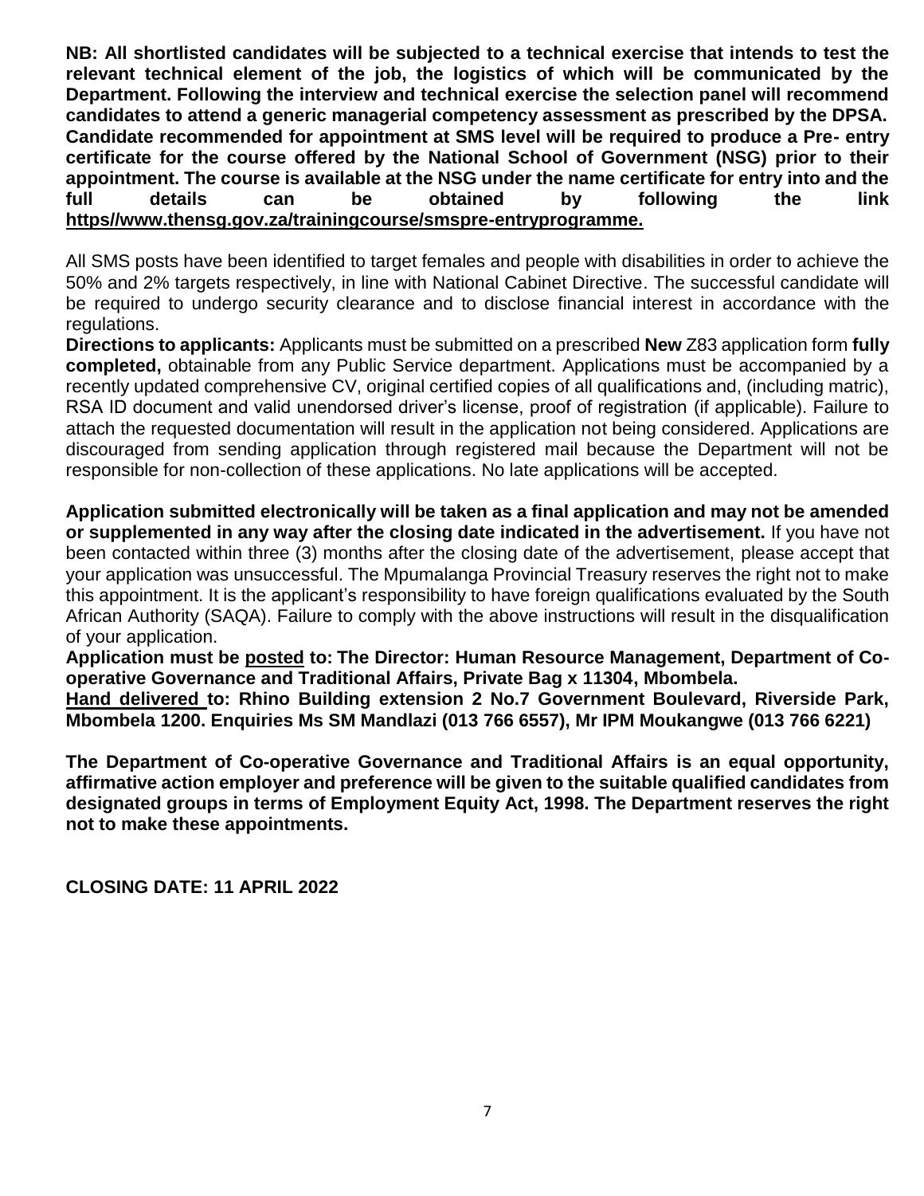**NB: All shortlisted candidates will be subjected to a technical exercise that intends to test the relevant technical element of the job, the logistics of which will be communicated by the Department. Following the interview and technical exercise the selection panel will recommend candidates to attend a generic managerial competency assessment as prescribed by the DPSA. Candidate recommended for appointment at SMS level will be required to produce a Pre- entry certificate for the course offered by the National School of Government (NSG) prior to their appointment. The course is available at the NSG under the name certificate for entry into and the full details can be obtained by following the link https//www.thensg.gov.za/trainingcourse/smspre-entryprogramme.**

All SMS posts have been identified to target females and people with disabilities in order to achieve the 50% and 2% targets respectively, in line with National Cabinet Directive. The successful candidate will be required to undergo security clearance and to disclose financial interest in accordance with the regulations.

**Directions to applicants:** Applicants must be submitted on a prescribed **New** Z83 application form **fully completed,** obtainable from any Public Service department. Applications must be accompanied by a recently updated comprehensive CV, original certified copies of all qualifications and, (including matric), RSA ID document and valid unendorsed driver's license, proof of registration (if applicable). Failure to attach the requested documentation will result in the application not being considered. Applications are discouraged from sending application through registered mail because the Department will not be responsible for non-collection of these applications. No late applications will be accepted.

**Application submitted electronically will be taken as a final application and may not be amended or supplemented in any way after the closing date indicated in the advertisement.** If you have not been contacted within three (3) months after the closing date of the advertisement, please accept that your application was unsuccessful. The Mpumalanga Provincial Treasury reserves the right not to make this appointment. It is the applicant's responsibility to have foreign qualifications evaluated by the South African Authority (SAQA). Failure to comply with the above instructions will result in the disqualification of your application.

**Application must be posted to: The Director: Human Resource Management, Department of Co-operative Governance and Traditional Affairs, Private Bag x 11304, Mbombela.**

**Hand delivered to: Rhino Building extension 2 No.7 Government Boulevard, Riverside Park, Mbombela 1200. Enquiries Ms SM Mandlazi (013 766 6557), Mr IPM Moukangwe (013 766 6221)**

**The Department of Co-operative Governance and Traditional Affairs is an equal opportunity, affirmative action employer and preference will be given to the suitable qualified candidates from designated groups in terms of Employment Equity Act, 1998. The Department reserves the right not to make these appointments.**

**CLOSING DATE: 11 APRIL 2022**